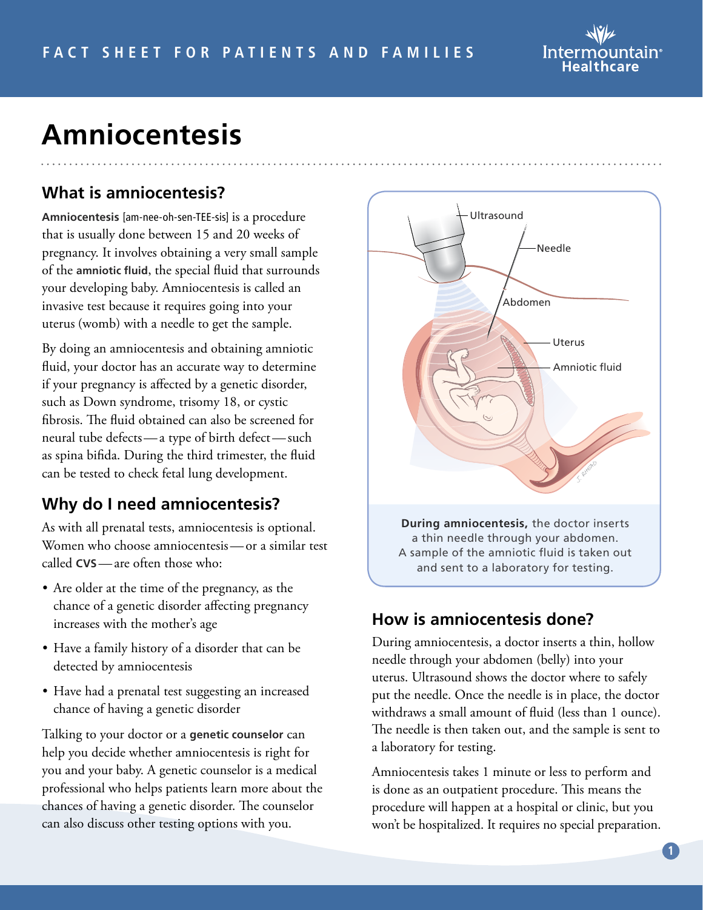# Amniocentesis

## What is amniocentesis?

**Amniocentesis** [am-nee-oh-sen-TEE-sis] is a procedure that is usually done between 15 and 20 weeks of pregnancy. It involves obtaining a very small sample of the **amniotic fluid**, the special fluid that surrounds your developing baby. Amniocentesis is called an invasive test because it requires going into your uterus (womb) with a needle to get the sample.

By doing an amniocentesis and obtaining amniotic fluid, your doctor has an accurate way to determine if your pregnancy is affected by a genetic disorder, such as Down syndrome, trisomy 18, or cystic fibrosis. The fluid obtained can also be screened for neural tube defects — a type of birth defect — such as spina bifida. During the third trimester, the fluid can be tested to check fetal lung development.

## Why do I need amniocentesis?

As with all prenatal tests, amniocentesis is optional. Women who choose amniocentesis — or a similar test called **CVS** — are often those who:

- Are older at the time of the pregnancy, as the chance of a genetic disorder affecting pregnancy increases with the mother's age
- Have a family history of a disorder that can be detected by amniocentesis
- Have had a prenatal test suggesting an increased chance of having a genetic disorder

Talking to your doctor or a **genetic counselor** can help you decide whether amniocentesis is right for you and your baby. A genetic counselor is a medical professional who helps patients learn more about the chances of having a genetic disorder. The counselor can also discuss other testing options with you.

Ultrasound

Needle

Abdomen

Uterus

Amniotic fluid

**During amniocentesis,** the doctor inserts a thin needle through your abdomen. A sample of the amniotic fluid is taken out and sent to a laboratory for testing.

## How is amniocentesis done?

During amniocentesis, a doctor inserts a thin, hollow needle through your abdomen (belly) into your uterus. Ultrasound shows the doctor where to safely put the needle. Once the needle is in place, the doctor withdraws a small amount of fluid (less than 1 ounce). The needle is then taken out, and the sample is sent to a laboratory for testing.

Amniocentesis takes 1 minute or less to perform and is done as an outpatient procedure. This means the procedure will happen at a hospital or clinic, but you won't be hospitalized. It requires no special preparation.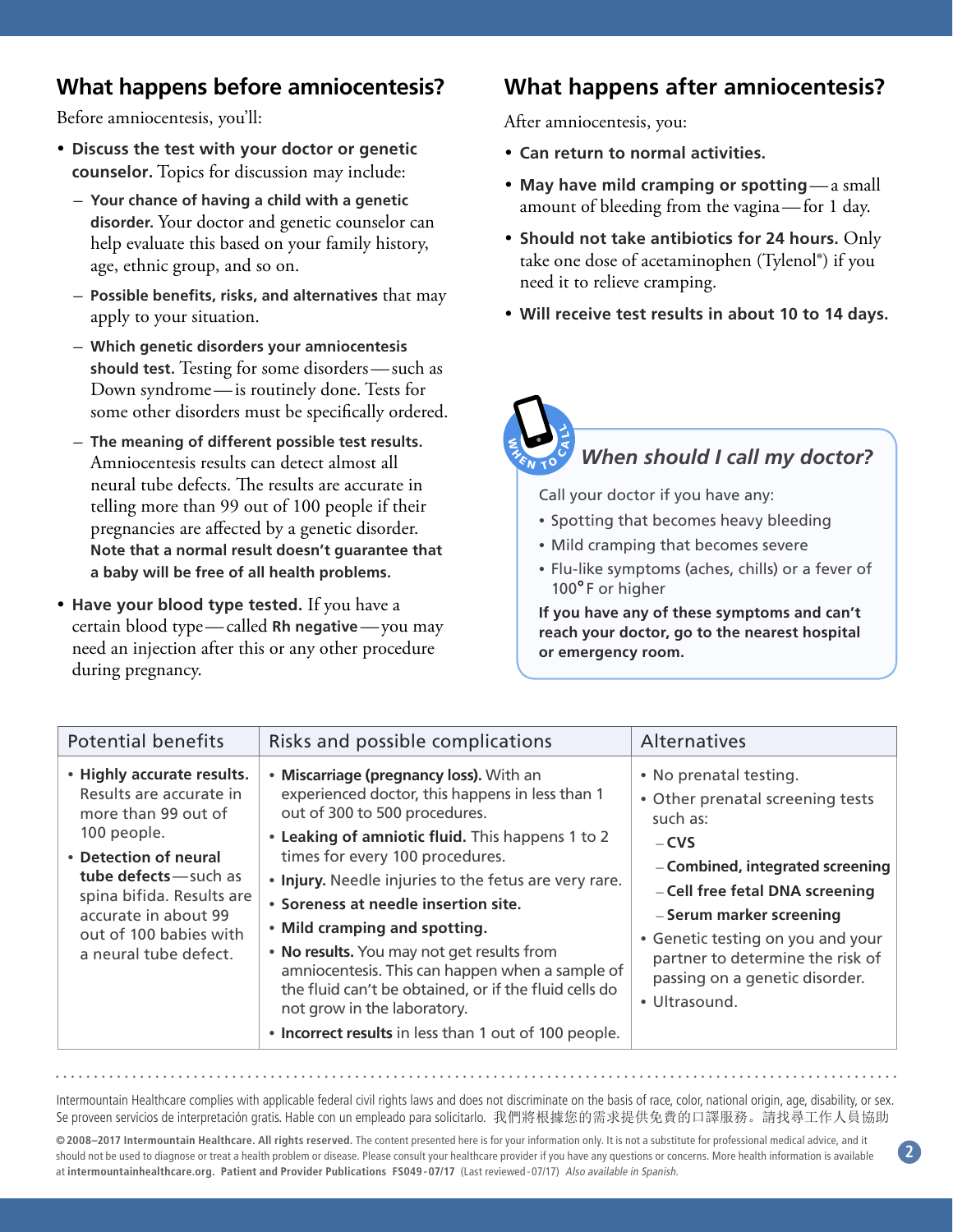## What happens before amniocentesis?

Before amniocentesis, you'll:

- **Discuss the test with your doctor or genetic counselor.** Topics for discussion may include:
  - **Your chance of having a child with a genetic disorder.** Your doctor and genetic counselor can help evaluate this based on your family history, age, ethnic group, and so on.
  - **Possible benefits, risks, and alternatives** that may apply to your situation.
  - **Which genetic disorders your amniocentesis should test.** Testing for some disorders — such as Down syndrome — is routinely done. Tests for some other disorders must be specifically ordered.
  - **The meaning of different possible test results.** Amniocentesis results can detect almost all neural tube defects. The results are accurate in telling more than 99 out of 100 people if their pregnancies are affected by a genetic disorder. **Note that a normal result doesn't guarantee that a baby will be free of all health problems.**
- **Have your blood type tested.** If you have a certain blood type — called **Rh negative** — you may need an injection after this or any other procedure during pregnancy.

## What happens after amniocentesis?

After amniocentesis, you:

- **Can return to normal activities.**
- **May have mild cramping or spotting** — a small amount of bleeding from the vagina — for 1 day.
- **Should not take antibiotics for 24 hours.** Only take one dose of acetaminophen (Tylenol®) if you need it to relieve cramping.
- **Will receive test results in about 10 to 14 days.**

### *When should I call my doctor?*

Call your doctor if you have any:

- Spotting that becomes heavy bleeding
- Mild cramping that becomes severe
- Flu-like symptoms (aches, chills) or a fever of 100°F or higher

**If you have any of these symptoms and can't reach your doctor, go to the nearest hospital or emergency room.**

| Potential benefits | Risks and possible complications | Alternatives |
|---|---|---|
| • **Highly accurate results.** Results are accurate in more than 99 out of 100 people.<br>• **Detection of neural tube defects** — such as spina bifida. Results are accurate in about 99 out of 100 babies with a neural tube defect. | • **Miscarriage (pregnancy loss).** With an experienced doctor, this happens in less than 1 out of 300 to 500 procedures.<br>• **Leaking of amniotic fluid.** This happens 1 to 2 times for every 100 procedures.<br>• **Injury.** Needle injuries to the fetus are very rare.<br>• **Soreness at needle insertion site.**<br>• **Mild cramping and spotting.**<br>• **No results.** You may not get results from amniocentesis. This can happen when a sample of the fluid can't be obtained, or if the fluid cells do not grow in the laboratory.<br>• **Incorrect results** in less than 1 out of 100 people. | • No prenatal testing.<br>• Other prenatal screening tests such as:<br>– **CVS**<br>– **Combined, integrated screening**<br>– **Cell free fetal DNA screening**<br>– **Serum marker screening**<br>• Genetic testing on you and your partner to determine the risk of passing on a genetic disorder.<br>• Ultrasound. |

Intermountain Healthcare complies with applicable federal civil rights laws and does not discriminate on the basis of race, color, national origin, age, disability, or sex. Se proveen servicios de interpretación gratis. Hable con un empleado para solicitarlo. 我們將根據您的需求提供免費的口譯服務。請找尋工作人員協助

**© 2008–2017 Intermountain Healthcare. All rights reserved.** The content presented here is for your information only. It is not a substitute for professional medical advice, and it should not be used to diagnose or treat a health problem or disease. Please consult your healthcare provider if you have any questions or concerns. More health information is available at **intermountainhealthcare.org. Patient and Provider Publications FS049 - 07/17** (Last reviewed - 07/17) *Also available in Spanish.*